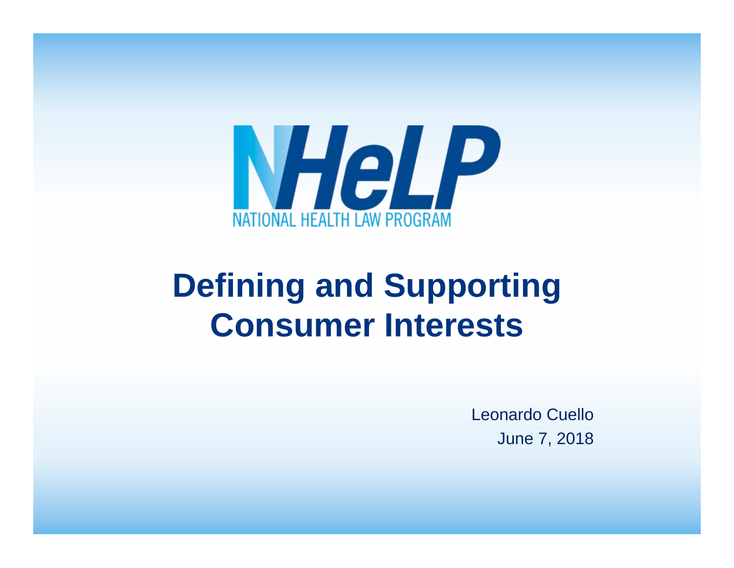NHeLP

NATIONAL HEALTH LAW PROGRAM

# Defining and Supporting Consumer Interests

Leonardo Cuello

June 7, 2018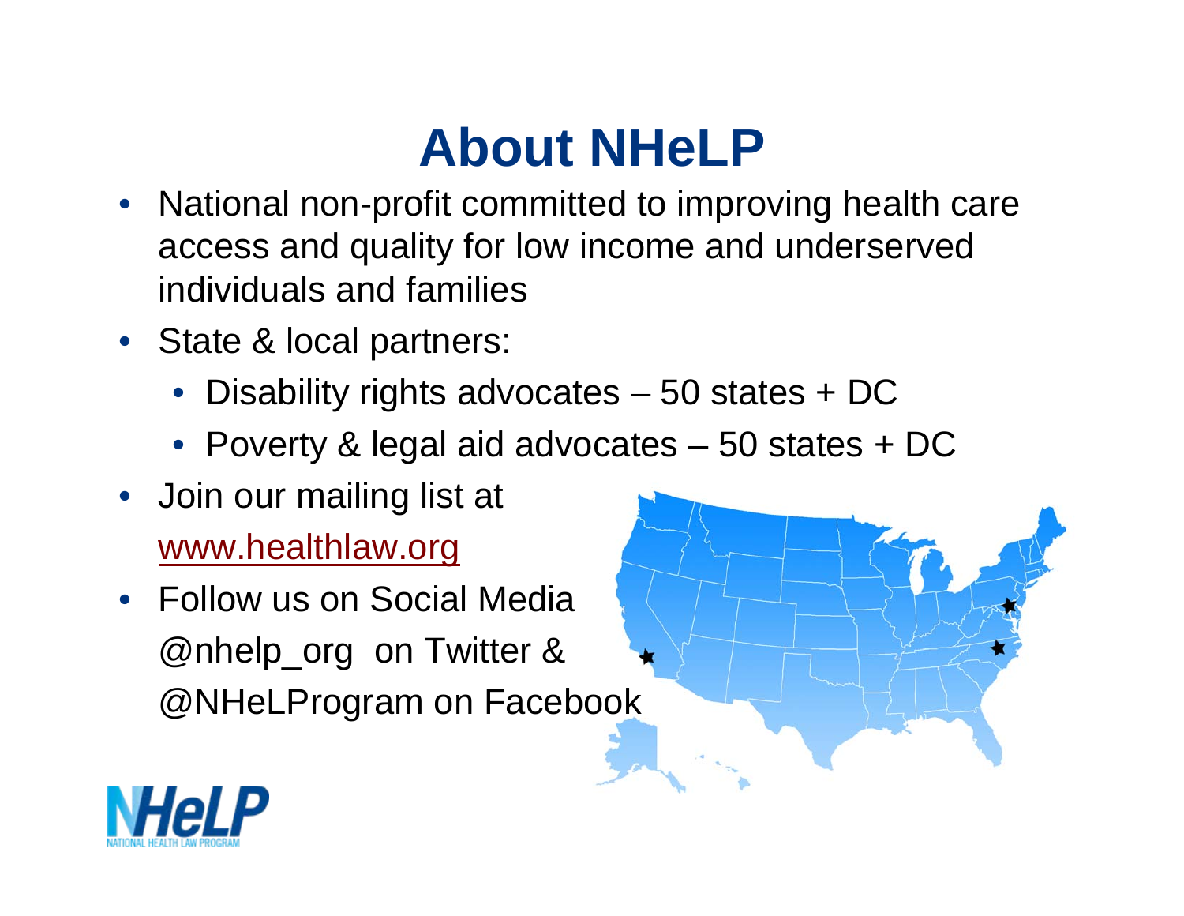# About NHeLP

- National non-profit committed to improving health care access and quality for low income and underserved individuals and families
- State & local partners:
  - Disability rights advocates – 50 states + DC
  - Poverty & legal aid advocates – 50 states + DC
- Join our mailing list at [www.healthlaw.org](http://www.healthlaw.org)
- Follow us on Social Media @nhelp_org on Twitter & @NHeLProgram on Facebook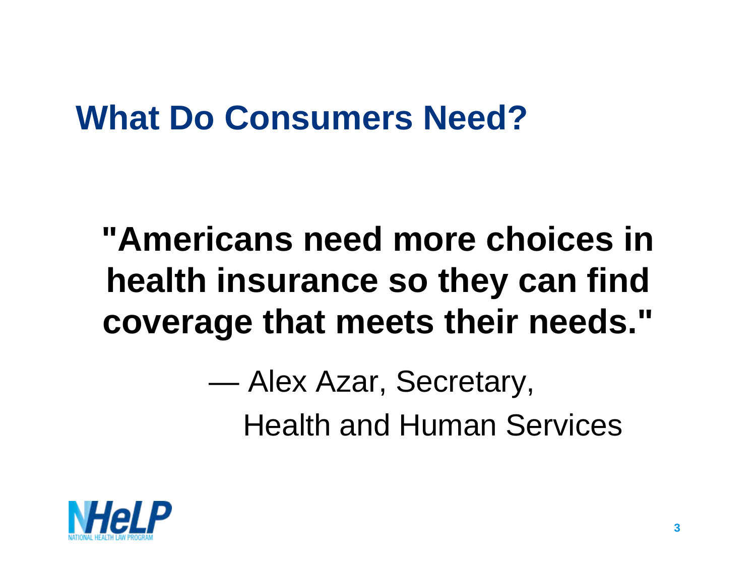# What Do Consumers Need?

**"Americans need more choices in health insurance so they can find coverage that meets their needs."**

— Alex Azar, Secretary,
Health and Human Services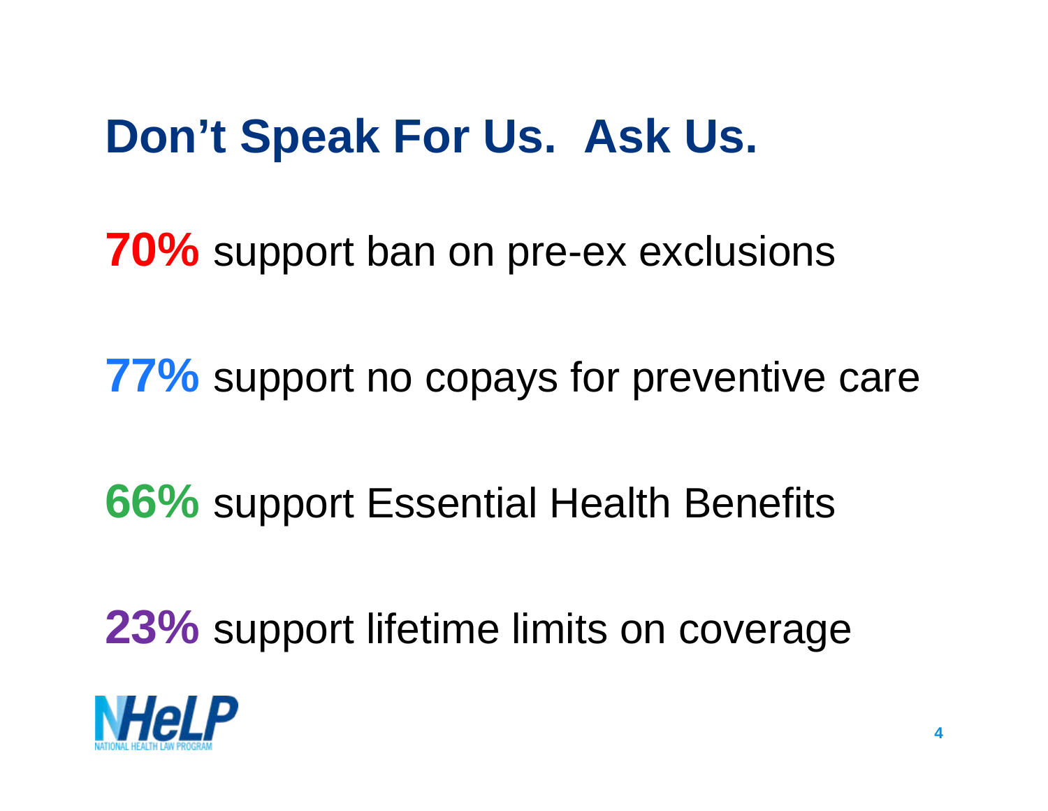# Don't Speak For Us.  Ask Us.

**70%** support ban on pre-ex exclusions

**77%** support no copays for preventive care

**66%** support Essential Health Benefits

**23%** support lifetime limits on coverage

NHeLP
NATIONAL HEALTH LAW PROGRAM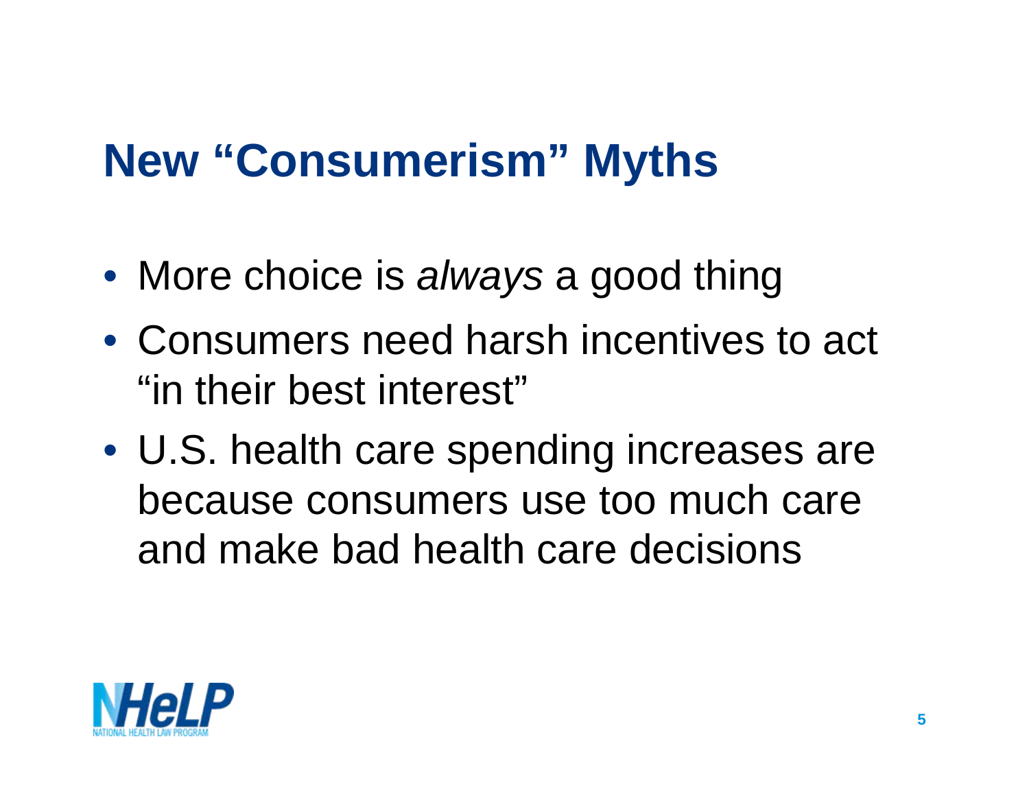# New "Consumerism" Myths

- More choice is *always* a good thing
- Consumers need harsh incentives to act "in their best interest"
- U.S. health care spending increases are because consumers use too much care and make bad health care decisions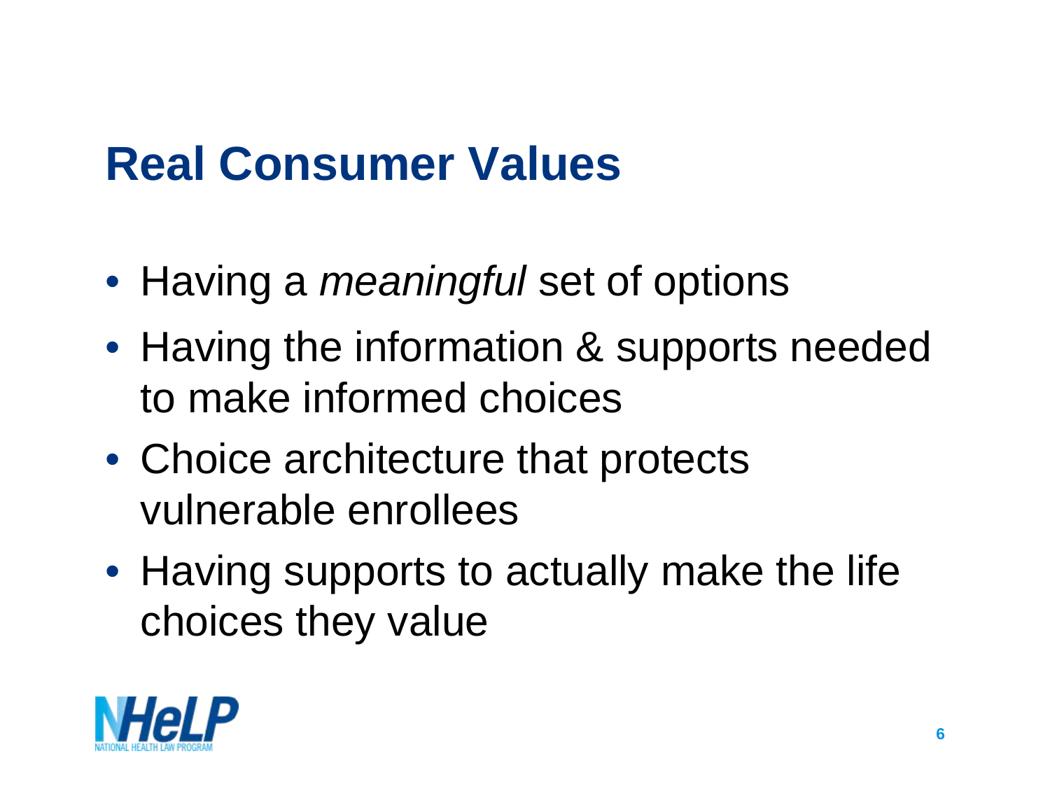# Real Consumer Values

- Having a *meaningful* set of options
- Having the information & supports needed to make informed choices
- Choice architecture that protects vulnerable enrollees
- Having supports to actually make the life choices they value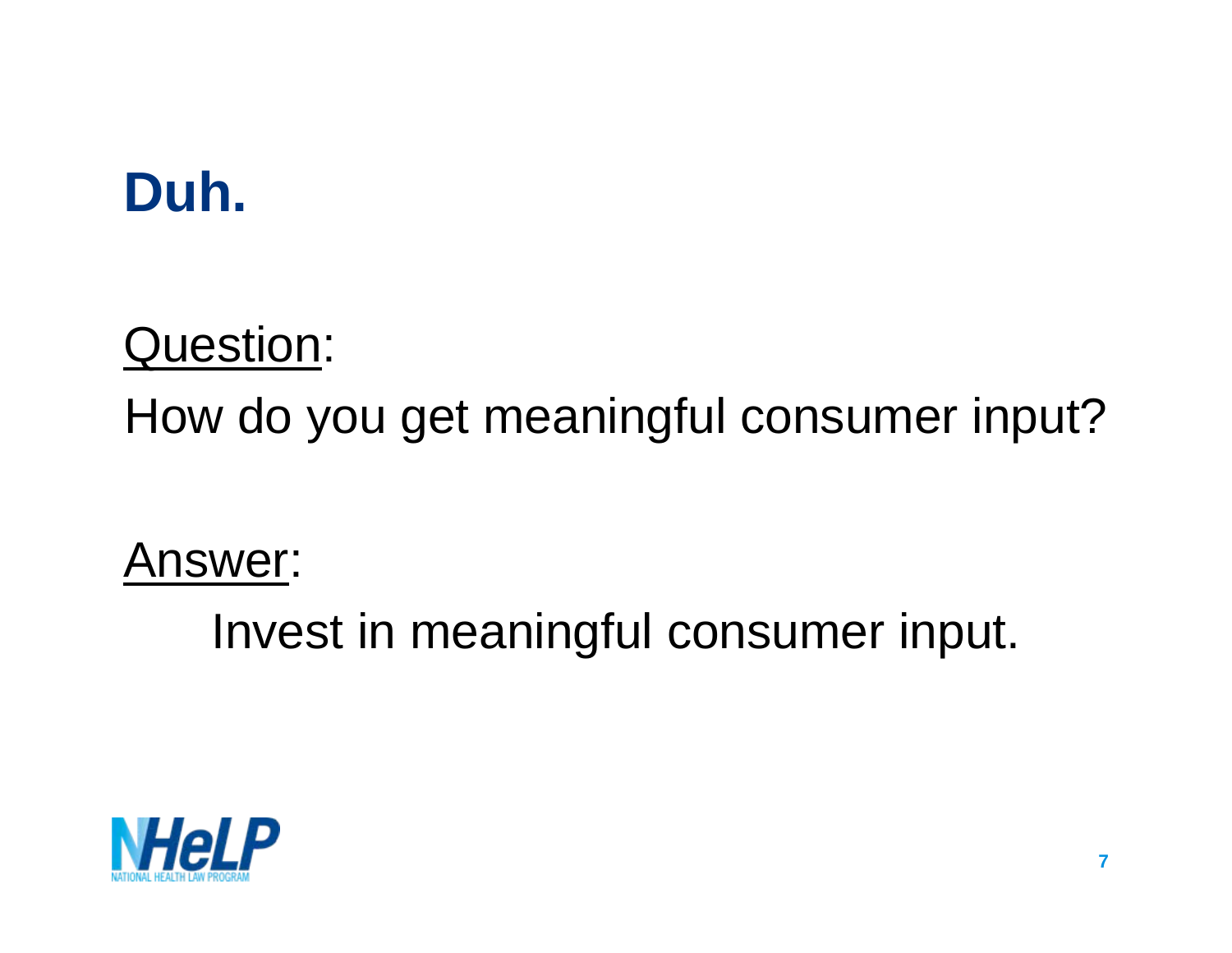# Duh.

Question:

How do you get meaningful consumer input?

Answer:

Invest in meaningful consumer input.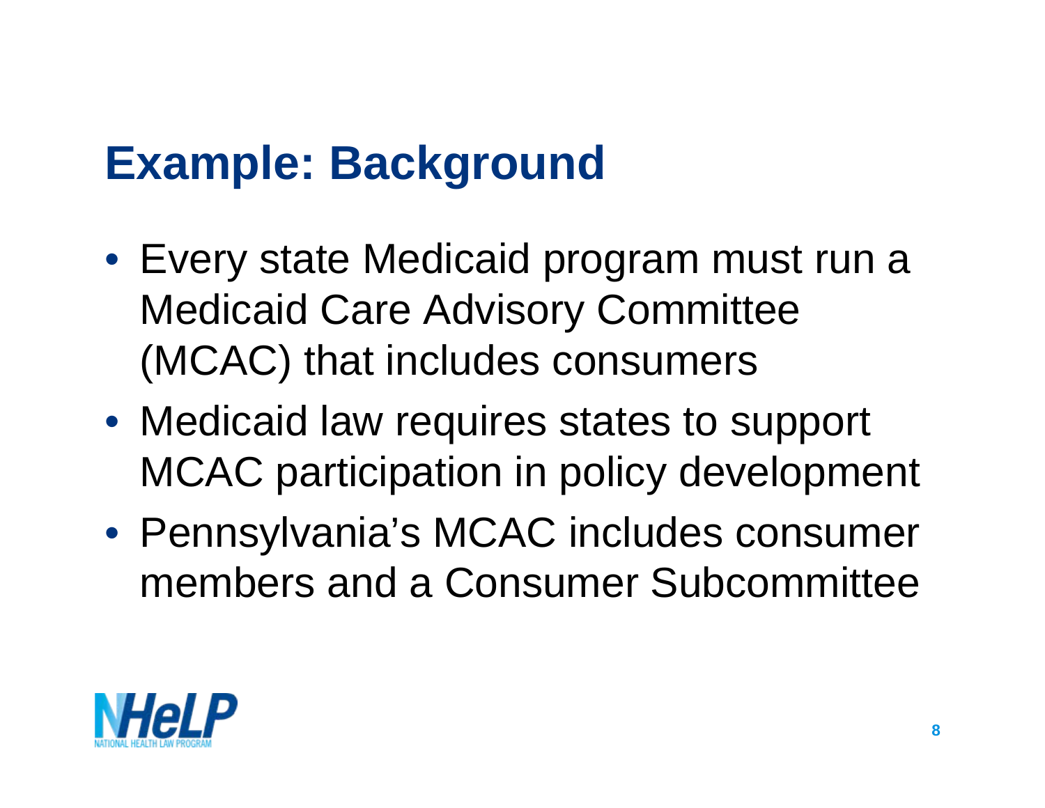# Example: Background

- Every state Medicaid program must run a Medicaid Care Advisory Committee (MCAC) that includes consumers
- Medicaid law requires states to support MCAC participation in policy development
- Pennsylvania's MCAC includes consumer members and a Consumer Subcommittee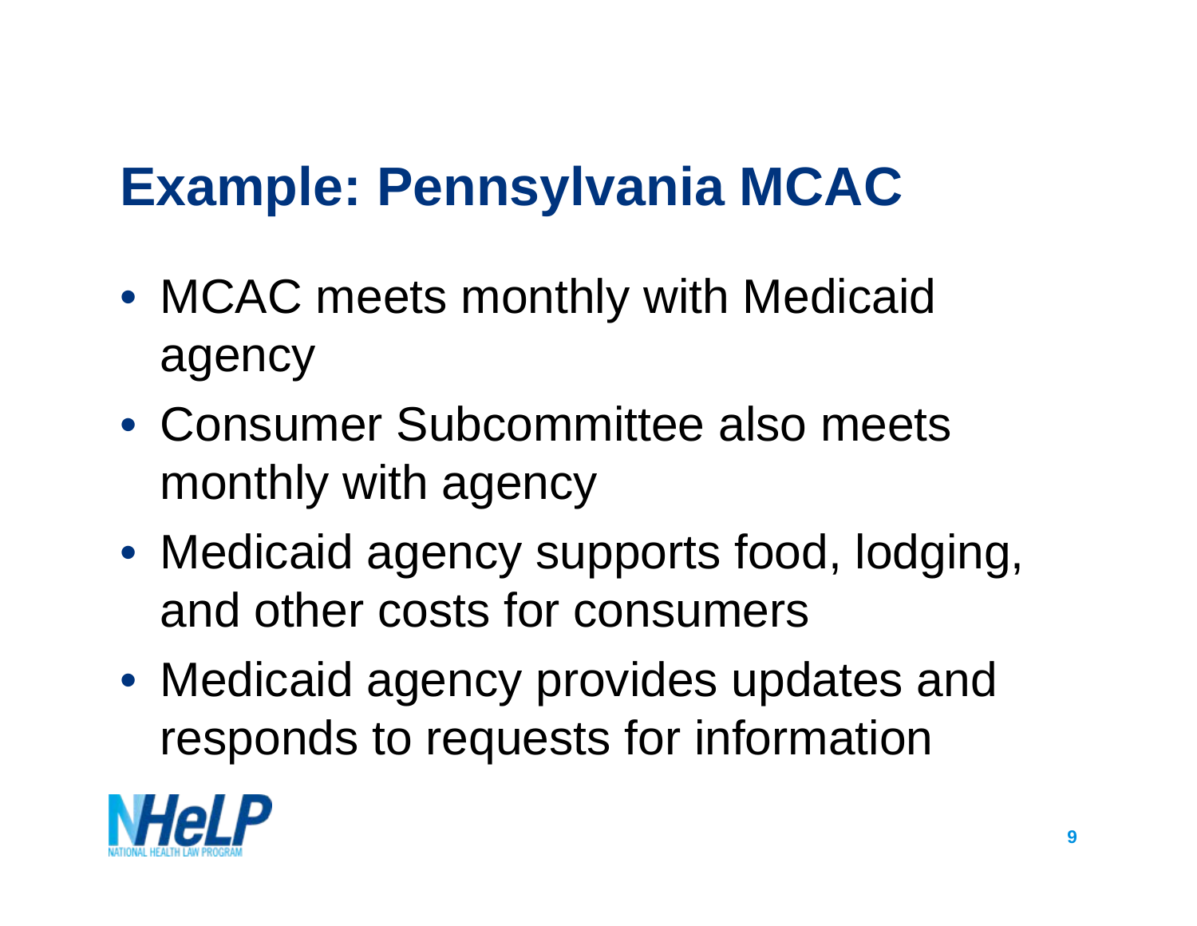# Example: Pennsylvania MCAC

- MCAC meets monthly with Medicaid agency
- Consumer Subcommittee also meets monthly with agency
- Medicaid agency supports food, lodging, and other costs for consumers
- Medicaid agency provides updates and responds to requests for information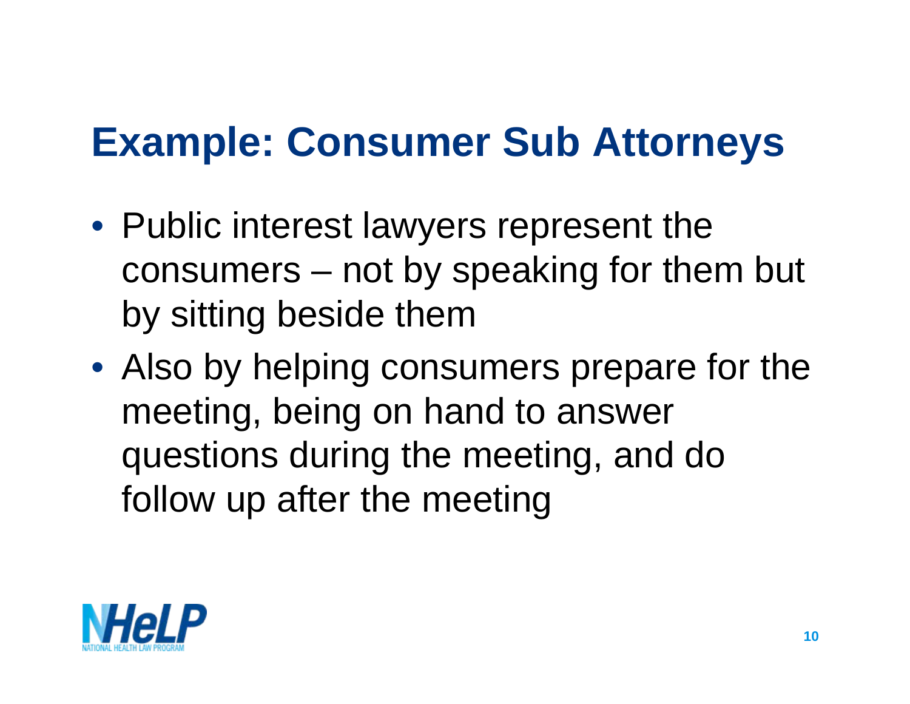# Example: Consumer Sub Attorneys

- Public interest lawyers represent the consumers – not by speaking for them but by sitting beside them
- Also by helping consumers prepare for the meeting, being on hand to answer questions during the meeting, and do follow up after the meeting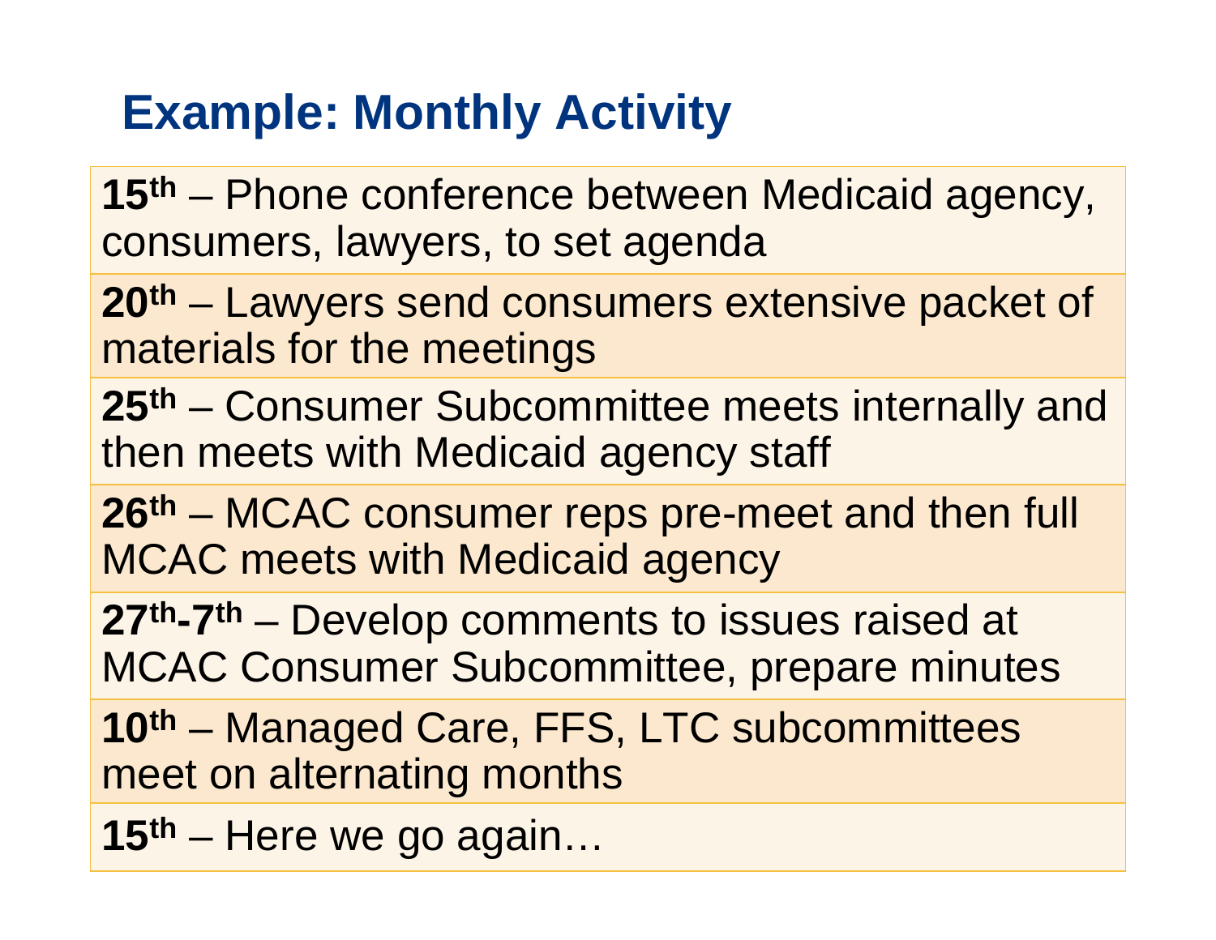# Example: Monthly Activity

**15th** – Phone conference between Medicaid agency, consumers, lawyers, to set agenda

**20th** – Lawyers send consumers extensive packet of materials for the meetings

**25th** – Consumer Subcommittee meets internally and then meets with Medicaid agency staff

**26th** – MCAC consumer reps pre-meet and then full MCAC meets with Medicaid agency

**27th-7th** – Develop comments to issues raised at MCAC Consumer Subcommittee, prepare minutes

**10th** – Managed Care, FFS, LTC subcommittees meet on alternating months

**15th** – Here we go again…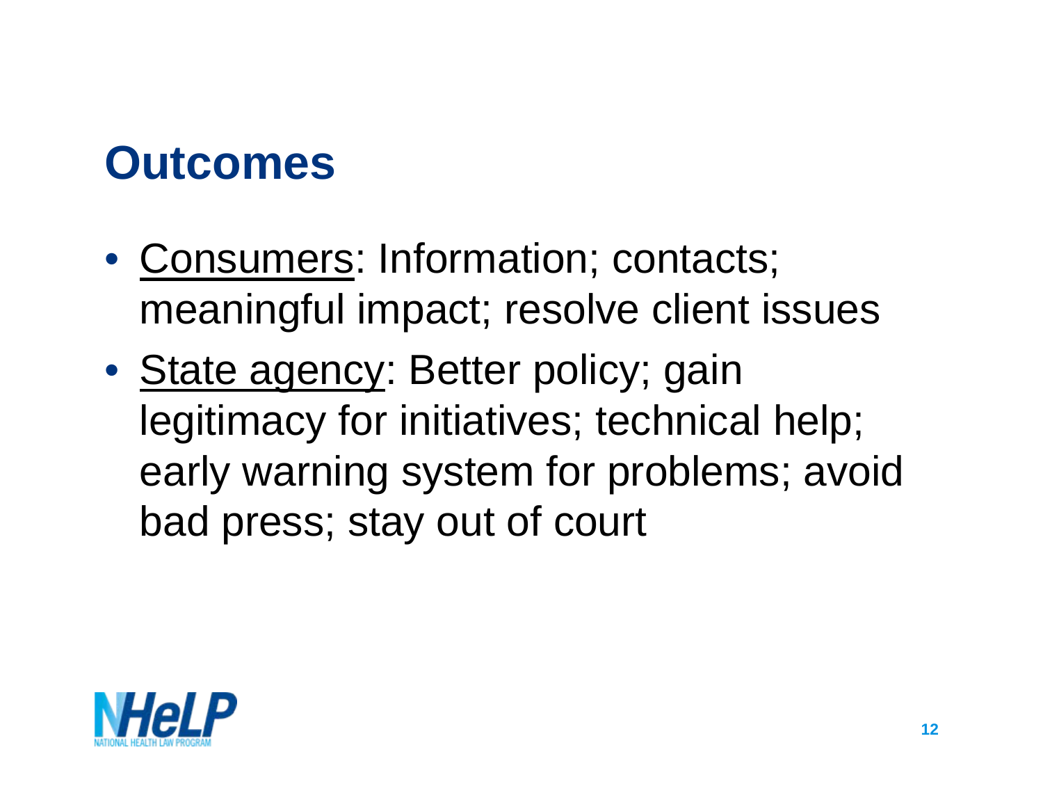# Outcomes

- <u>Consumers</u>: Information; contacts; meaningful impact; resolve client issues
- <u>State agency</u>: Better policy; gain legitimacy for initiatives; technical help; early warning system for problems; avoid bad press; stay out of court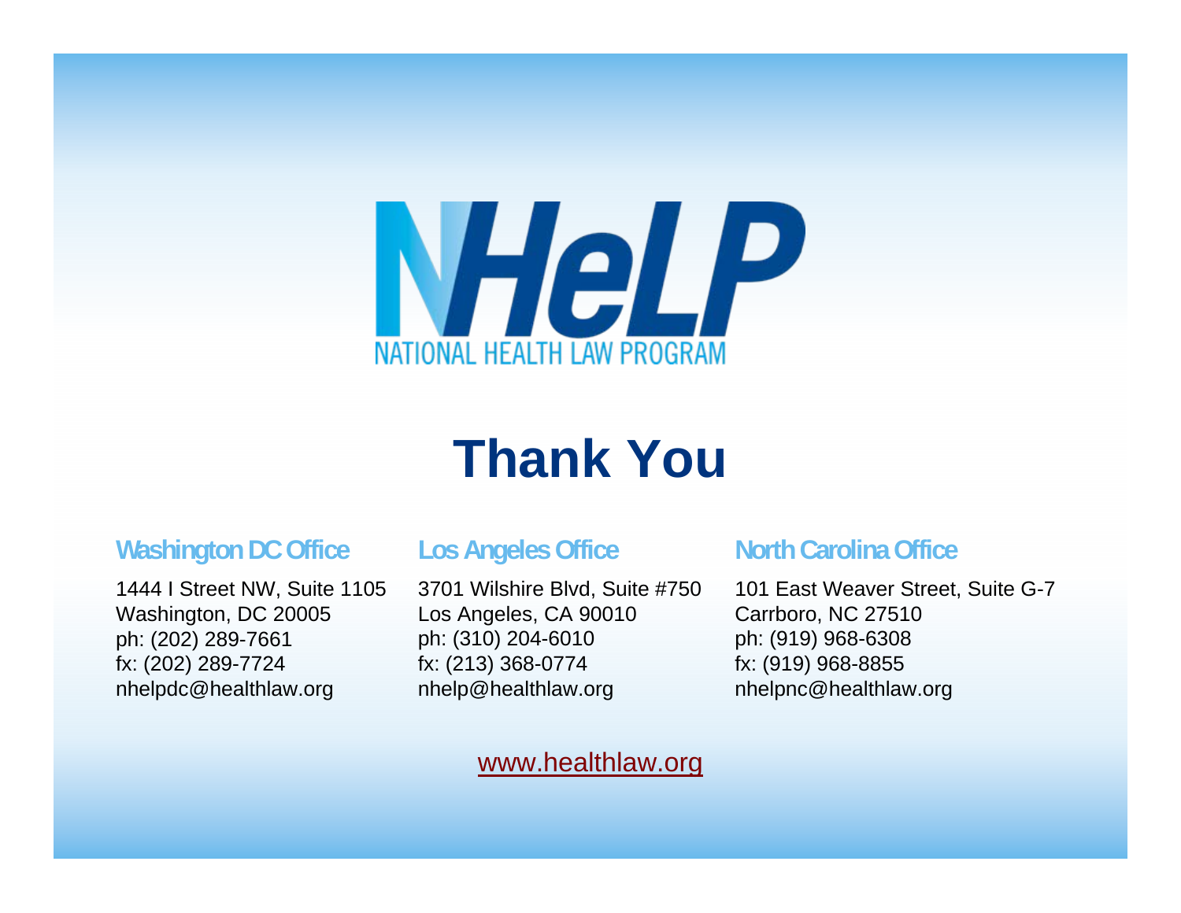NHeLP

NATIONAL HEALTH LAW PROGRAM

# Thank You

### Washington DC Office

1444 I Street NW, Suite 1105
Washington, DC 20005
ph: (202) 289-7661
fx: (202) 289-7724
nhelpdc@healthlaw.org

### Los Angeles Office

3701 Wilshire Blvd, Suite #750
Los Angeles, CA 90010
ph: (310) 204-6010
fx: (213) 368-0774
nhelp@healthlaw.org

### North Carolina Office

101 East Weaver Street, Suite G-7
Carrboro, NC 27510
ph: (919) 968-6308
fx: (919) 968-8855
nhelpnc@healthlaw.org

www.healthlaw.org